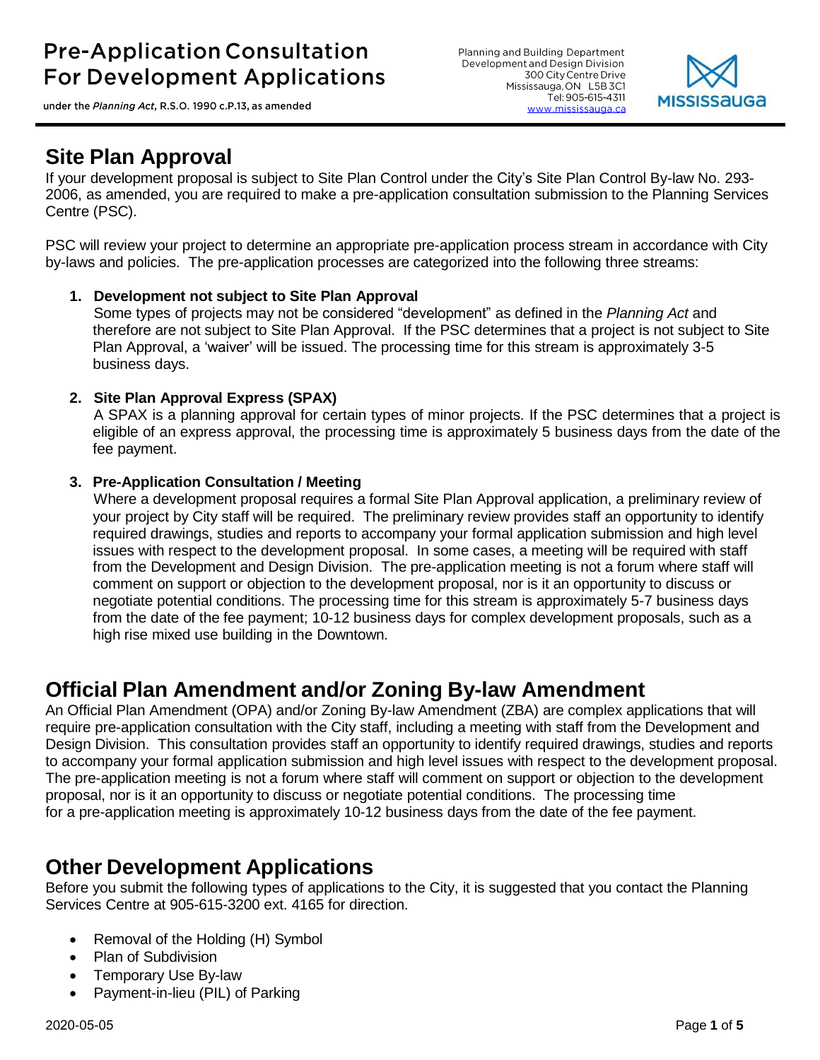# Pre-Application Consultation For Development Applications

under the *Planning Act*, R.S.O. 1990 c.P.13, as amended

Planning and Building Department
Development and Design Division
300 City Centre Drive
Mississauga, ON L5B 3C1
Tel: 905-615-4311
www.mississauga.ca

MISSISSAUGA

## Site Plan Approval

If your development proposal is subject to Site Plan Control under the City's Site Plan Control By-law No. 293-2006, as amended, you are required to make a pre-application consultation submission to the Planning Services Centre (PSC).

PSC will review your project to determine an appropriate pre-application process stream in accordance with City by-laws and policies. The pre-application processes are categorized into the following three streams:

1. **Development not subject to Site Plan Approval**
   Some types of projects may not be considered "development" as defined in the *Planning Act* and therefore are not subject to Site Plan Approval. If the PSC determines that a project is not subject to Site Plan Approval, a 'waiver' will be issued. The processing time for this stream is approximately 3-5 business days.

2. **Site Plan Approval Express (SPAX)**
   A SPAX is a planning approval for certain types of minor projects. If the PSC determines that a project is eligible of an express approval, the processing time is approximately 5 business days from the date of the fee payment.

3. **Pre-Application Consultation / Meeting**
   Where a development proposal requires a formal Site Plan Approval application, a preliminary review of your project by City staff will be required. The preliminary review provides staff an opportunity to identify required drawings, studies and reports to accompany your formal application submission and high level issues with respect to the development proposal. In some cases, a meeting will be required with staff from the Development and Design Division. The pre-application meeting is not a forum where staff will comment on support or objection to the development proposal, nor is it an opportunity to discuss or negotiate potential conditions. The processing time for this stream is approximately 5-7 business days from the date of the fee payment; 10-12 business days for complex development proposals, such as a high rise mixed use building in the Downtown.

## Official Plan Amendment and/or Zoning By-law Amendment

An Official Plan Amendment (OPA) and/or Zoning By-law Amendment (ZBA) are complex applications that will require pre-application consultation with the City staff, including a meeting with staff from the Development and Design Division. This consultation provides staff an opportunity to identify required drawings, studies and reports to accompany your formal application submission and high level issues with respect to the development proposal. The pre-application meeting is not a forum where staff will comment on support or objection to the development proposal, nor is it an opportunity to discuss or negotiate potential conditions. The processing time for a pre-application meeting is approximately 10-12 business days from the date of the fee payment.

## Other Development Applications

Before you submit the following types of applications to the City, it is suggested that you contact the Planning Services Centre at 905-615-3200 ext. 4165 for direction.

- Removal of the Holding (H) Symbol
- Plan of Subdivision
- Temporary Use By-law
- Payment-in-lieu (PIL) of Parking

2020-05-05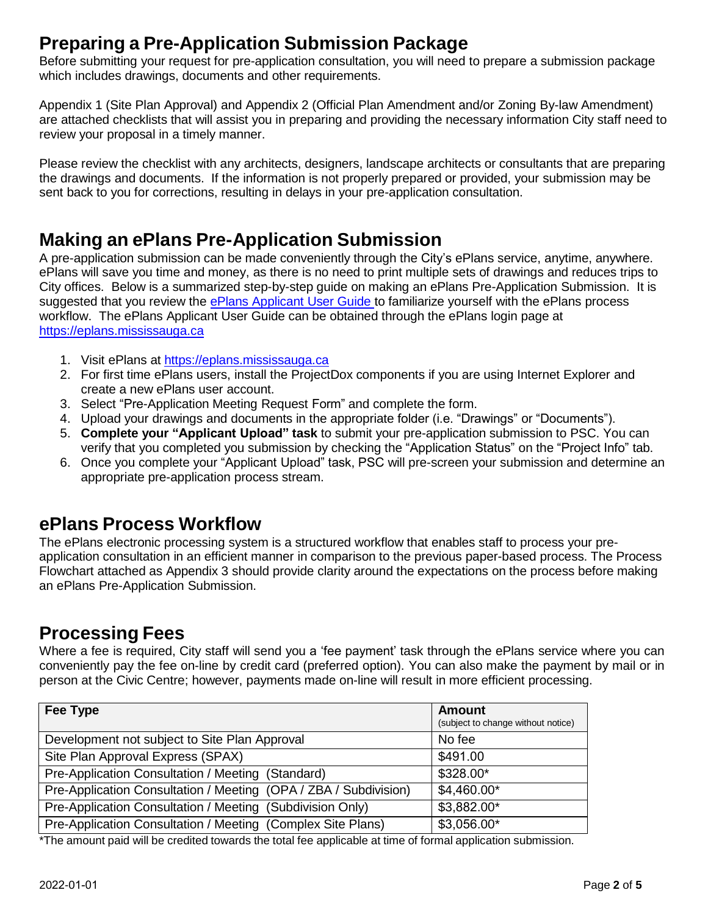## Preparing a Pre-Application Submission Package

Before submitting your request for pre-application consultation, you will need to prepare a submission package which includes drawings, documents and other requirements.

Appendix 1 (Site Plan Approval) and Appendix 2 (Official Plan Amendment and/or Zoning By-law Amendment) are attached checklists that will assist you in preparing and providing the necessary information City staff need to review your proposal in a timely manner.

Please review the checklist with any architects, designers, landscape architects or consultants that are preparing the drawings and documents. If the information is not properly prepared or provided, your submission may be sent back to you for corrections, resulting in delays in your pre-application consultation.

## Making an ePlans Pre-Application Submission

A pre-application submission can be made conveniently through the City's ePlans service, anytime, anywhere. ePlans will save you time and money, as there is no need to print multiple sets of drawings and reduces trips to City offices. Below is a summarized step-by-step guide on making an ePlans Pre-Application Submission. It is suggested that you review the [ePlans Applicant User Guide](https://eplans.mississauga.ca) to familiarize yourself with the ePlans process workflow. The ePlans Applicant User Guide can be obtained through the ePlans login page at [https://eplans.mississauga.ca](https://eplans.mississauga.ca)

1. Visit ePlans at [https://eplans.mississauga.ca](https://eplans.mississauga.ca)
2. For first time ePlans users, install the ProjectDox components if you are using Internet Explorer and create a new ePlans user account.
3. Select "Pre-Application Meeting Request Form" and complete the form.
4. Upload your drawings and documents in the appropriate folder (i.e. "Drawings" or "Documents").
5. **Complete your "Applicant Upload" task** to submit your pre-application submission to PSC. You can verify that you completed you submission by checking the "Application Status" on the "Project Info" tab.
6. Once you complete your "Applicant Upload" task, PSC will pre-screen your submission and determine an appropriate pre-application process stream.

## ePlans Process Workflow

The ePlans electronic processing system is a structured workflow that enables staff to process your pre-application consultation in an efficient manner in comparison to the previous paper-based process. The Process Flowchart attached as Appendix 3 should provide clarity around the expectations on the process before making an ePlans Pre-Application Submission.

## Processing Fees

Where a fee is required, City staff will send you a 'fee payment' task through the ePlans service where you can conveniently pay the fee on-line by credit card (preferred option). You can also make the payment by mail or in person at the Civic Centre; however, payments made on-line will result in more efficient processing.

| Fee Type | Amount (subject to change without notice) |
|---|---|
| Development not subject to Site Plan Approval | No fee |
| Site Plan Approval Express (SPAX) | $491.00 |
| Pre-Application Consultation / Meeting (Standard) | $328.00* |
| Pre-Application Consultation / Meeting (OPA / ZBA / Subdivision) | $4,460.00* |
| Pre-Application Consultation / Meeting (Subdivision Only) | $3,882.00* |
| Pre-Application Consultation / Meeting (Complex Site Plans) | $3,056.00* |

*The amount paid will be credited towards the total fee applicable at time of formal application submission.

2022-01-01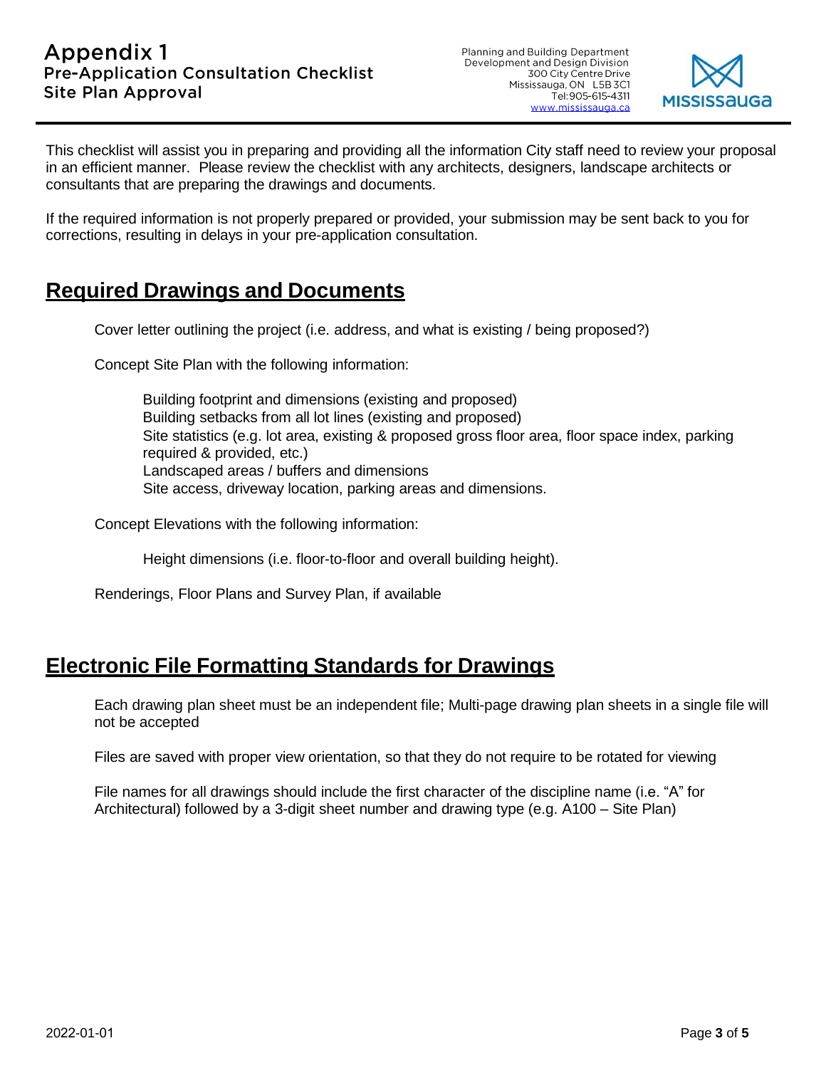# Appendix 1
## Pre-Application Consultation Checklist
## Site Plan Approval

Planning and Building Department
Development and Design Division
300 City Centre Drive
Mississauga, ON L5B 3C1
Tel: 905-615-4311
www.mississauga.ca

This checklist will assist you in preparing and providing all the information City staff need to review your proposal in an efficient manner. Please review the checklist with any architects, designers, landscape architects or consultants that are preparing the drawings and documents.

If the required information is not properly prepared or provided, your submission may be sent back to you for corrections, resulting in delays in your pre-application consultation.

## Required Drawings and Documents

- Cover letter outlining the project (i.e. address, and what is existing / being proposed?)
- Concept Site Plan with the following information:
  - Building footprint and dimensions (existing and proposed)
  - Building setbacks from all lot lines (existing and proposed)
  - Site statistics (e.g. lot area, existing & proposed gross floor area, floor space index, parking required & provided, etc.)
  - Landscaped areas / buffers and dimensions
  - Site access, driveway location, parking areas and dimensions.
- Concept Elevations with the following information:
  - Height dimensions (i.e. floor-to-floor and overall building height).
- Renderings, Floor Plans and Survey Plan, if available

## Electronic File Formatting Standards for Drawings

- Each drawing plan sheet must be an independent file; Multi-page drawing plan sheets in a single file will not be accepted
- Files are saved with proper view orientation, so that they do not require to be rotated for viewing
- File names for all drawings should include the first character of the discipline name (i.e. "A" for Architectural) followed by a 3-digit sheet number and drawing type (e.g. A100 – Site Plan)

2022-01-01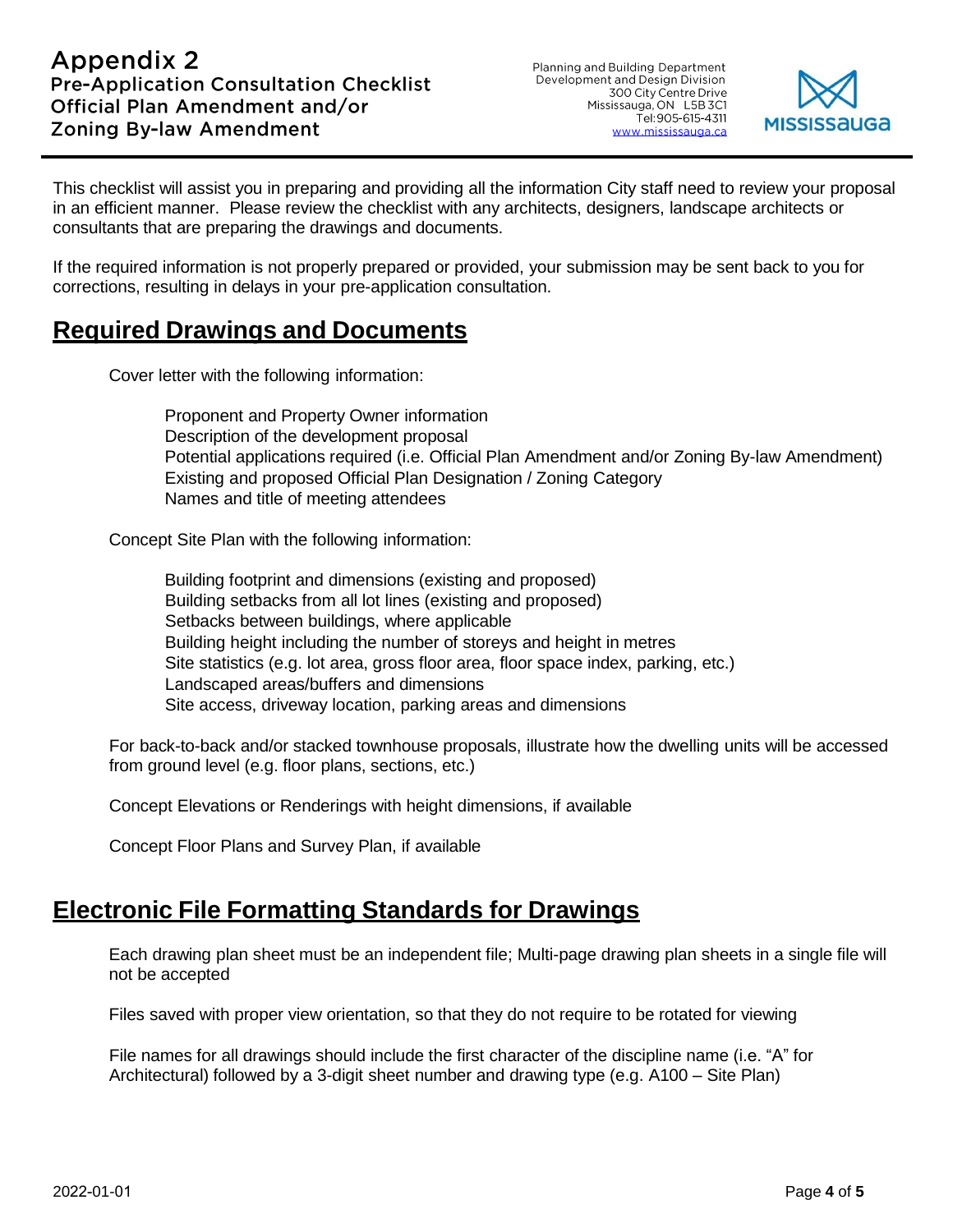# Appendix 2
## Pre-Application Consultation Checklist
## Official Plan Amendment and/or Zoning By-law Amendment

Planning and Building Department
Development and Design Division
300 City Centre Drive
Mississauga, ON L5B 3C1
Tel: 905-615-4311
www.mississauga.ca

This checklist will assist you in preparing and providing all the information City staff need to review your proposal in an efficient manner. Please review the checklist with any architects, designers, landscape architects or consultants that are preparing the drawings and documents.

If the required information is not properly prepared or provided, your submission may be sent back to you for corrections, resulting in delays in your pre-application consultation.

## Required Drawings and Documents

Cover letter with the following information:

- Proponent and Property Owner information
- Description of the development proposal
- Potential applications required (i.e. Official Plan Amendment and/or Zoning By-law Amendment)
- Existing and proposed Official Plan Designation / Zoning Category
- Names and title of meeting attendees

Concept Site Plan with the following information:

- Building footprint and dimensions (existing and proposed)
- Building setbacks from all lot lines (existing and proposed)
- Setbacks between buildings, where applicable
- Building height including the number of storeys and height in metres
- Site statistics (e.g. lot area, gross floor area, floor space index, parking, etc.)
- Landscaped areas/buffers and dimensions
- Site access, driveway location, parking areas and dimensions

For back-to-back and/or stacked townhouse proposals, illustrate how the dwelling units will be accessed from ground level (e.g. floor plans, sections, etc.)

Concept Elevations or Renderings with height dimensions, if available

Concept Floor Plans and Survey Plan, if available

## Electronic File Formatting Standards for Drawings

Each drawing plan sheet must be an independent file; Multi-page drawing plan sheets in a single file will not be accepted

Files saved with proper view orientation, so that they do not require to be rotated for viewing

File names for all drawings should include the first character of the discipline name (i.e. "A" for Architectural) followed by a 3-digit sheet number and drawing type (e.g. A100 – Site Plan)

2022-01-01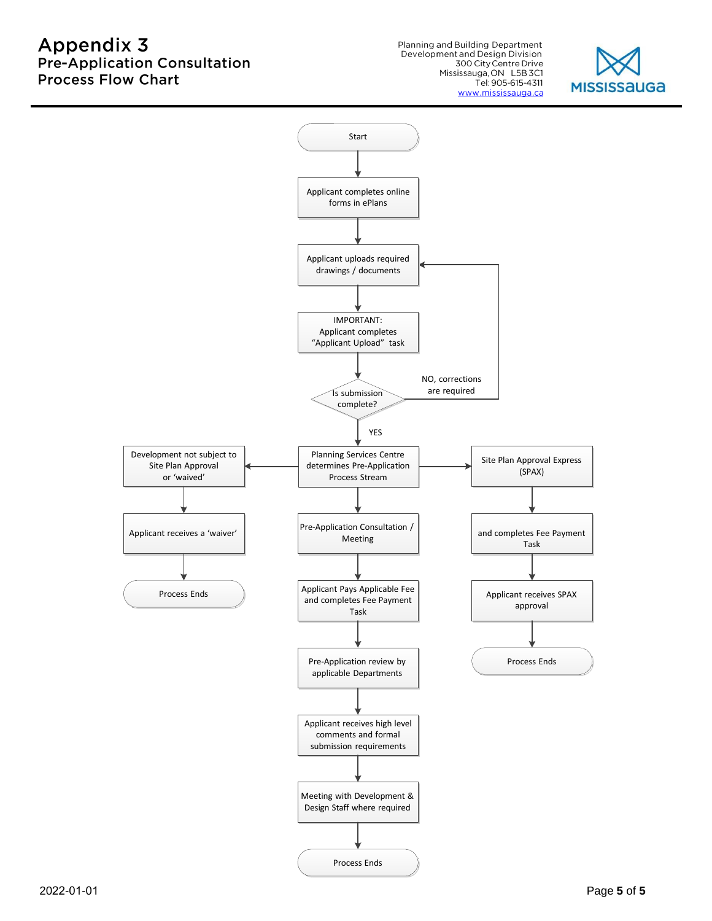# Appendix 3

## Pre-Application Consultation Process Flow Chart

Planning and Building Department
Development and Design Division
300 City Centre Drive
Mississauga, ON L5B 3C1
Tel: 905-615-4311
www.mississauga.ca

MISSISSAUGA

Start

Applicant completes online forms in ePlans

Applicant uploads required drawings / documents

IMPORTANT: Applicant completes "Applicant Upload" task

Is submission complete?

NO, corrections are required

YES

Planning Services Centre determines Pre-Application Process Stream

Development not subject to Site Plan Approval or 'waived'

Applicant receives a 'waiver'

Process Ends

Pre-Application Consultation / Meeting

Applicant Pays Applicable Fee and completes Fee Payment Task

Pre-Application review by applicable Departments

Applicant receives high level comments and formal submission requirements

Meeting with Development & Design Staff where required

Process Ends

Site Plan Approval Express (SPAX)

and completes Fee Payment Task

Applicant receives SPAX approval

Process Ends

2022-01-01